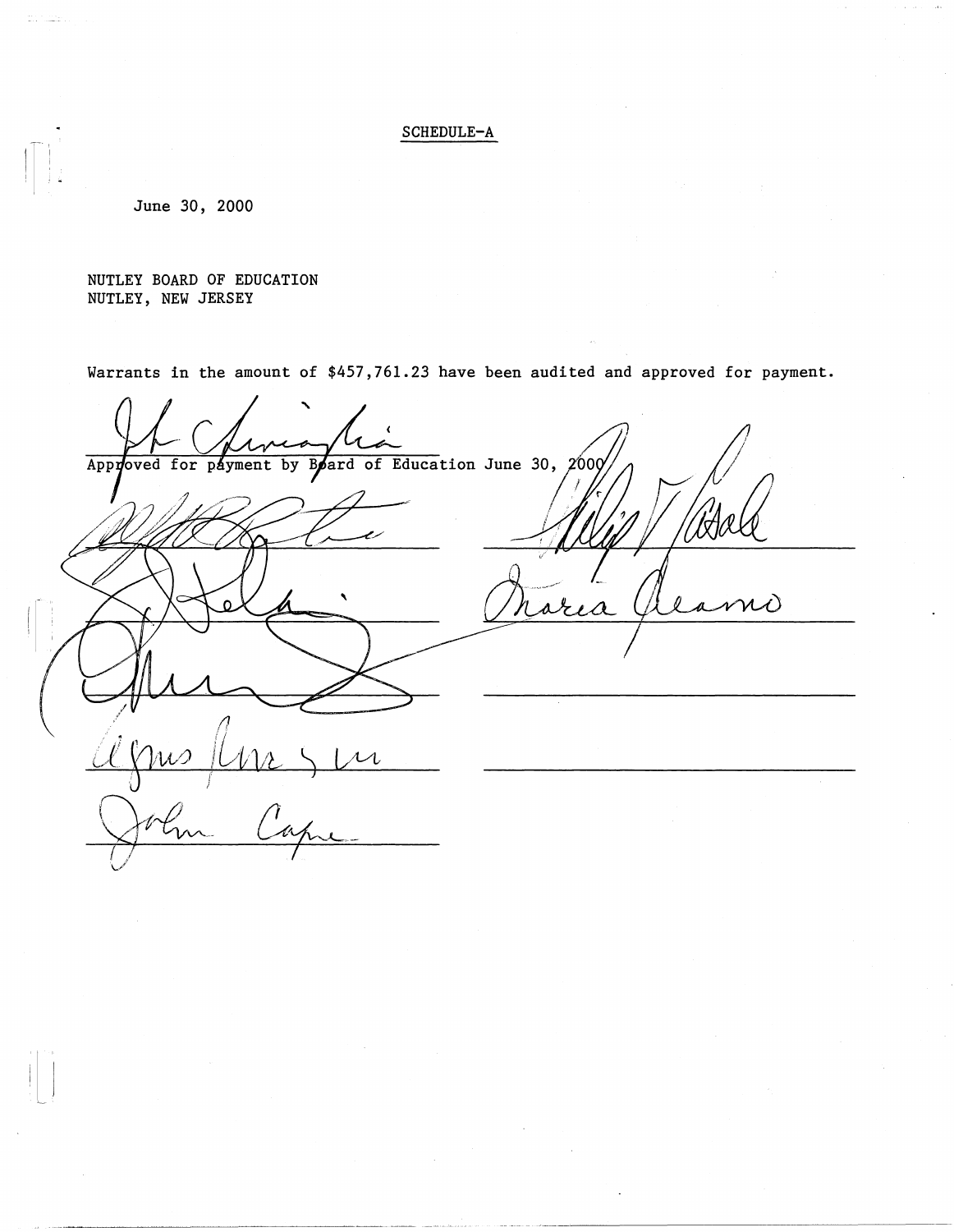SCHEDULE-A

June 30, 2000

NUTLEY BOARD OF EDUCATION
NUTLEY, NEW JERSEY

Warrants in the amount of $457,761.23 have been audited and approved for payment.

Approved for payment by Board of Education June 30, 2000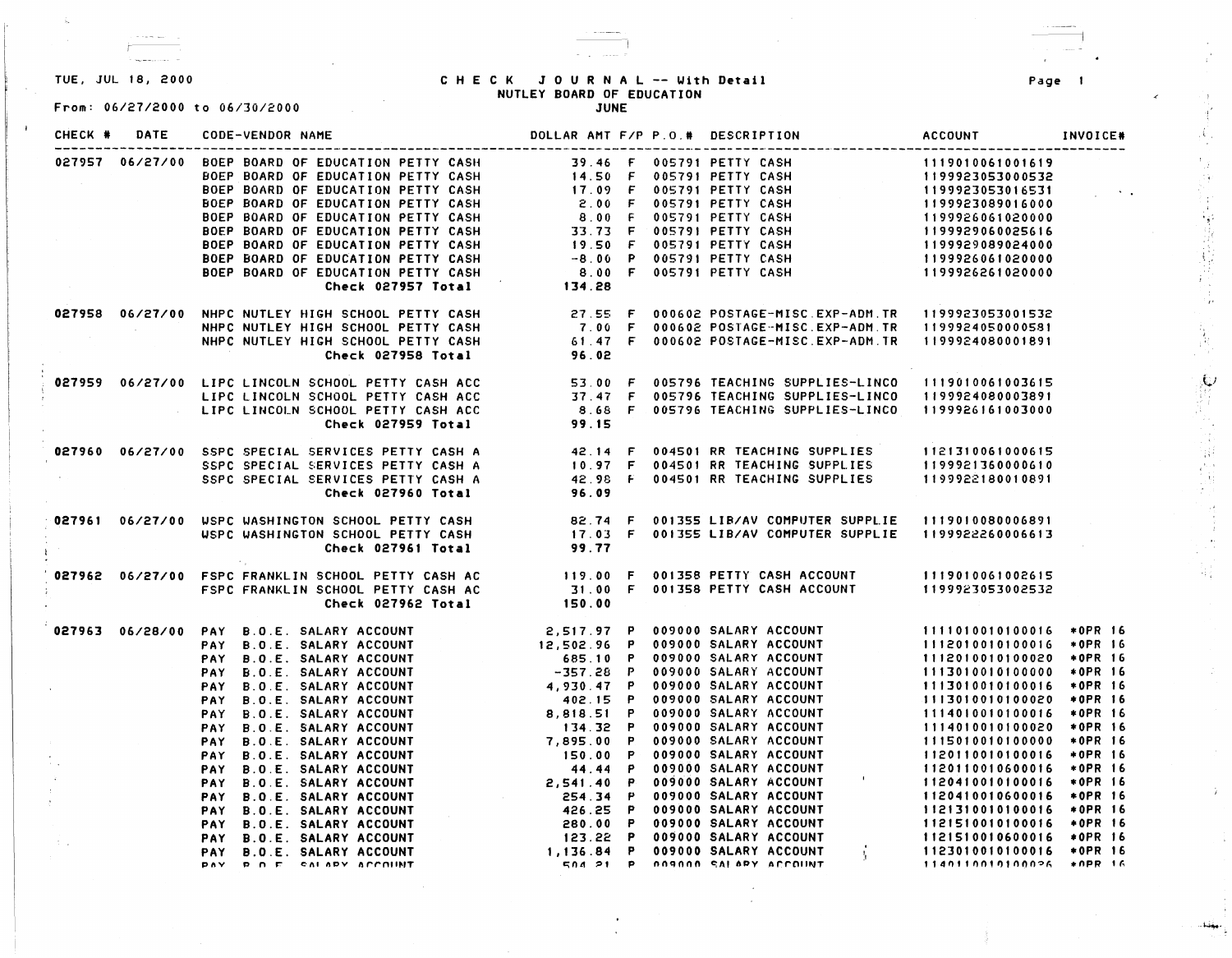TUE, JUL 18, 2000

# CHECK JOURNAL -- With Detail
## NUTLEY BOARD OF EDUCATION
## JUNE

From: 06/27/2000 to 06/30/2000

| CHECK # | DATE | CODE-VENDOR NAME | DOLLAR AMT | F/P | P.O.# | DESCRIPTION | ACCOUNT | INVOICE# |
|---|---|---|---|---|---|---|---|---|
| 027957 | 06/27/00 | BOEP BOARD OF EDUCATION PETTY CASH | 39.46 | F | 005791 | PETTY CASH | 1119010061001619 | |
| | | BOEP BOARD OF EDUCATION PETTY CASH | 14.50 | F | 005791 | PETTY CASH | 1199923053000532 | |
| | | BOEP BOARD OF EDUCATION PETTY CASH | 17.09 | F | 005791 | PETTY CASH | 1199923053016531 | |
| | | BOEP BOARD OF EDUCATION PETTY CASH | 2.00 | F | 005791 | PETTY CASH | 1199923089016000 | |
| | | BOEP BOARD OF EDUCATION PETTY CASH | 8.00 | F | 005791 | PETTY CASH | 1199926061020000 | |
| | | BOEP BOARD OF EDUCATION PETTY CASH | 33.73 | F | 005791 | PETTY CASH | 1199929060025616 | |
| | | BOEP BOARD OF EDUCATION PETTY CASH | 19.50 | F | 005791 | PETTY CASH | 1199929089024000 | |
| | | BOEP BOARD OF EDUCATION PETTY CASH | -8.00 | P | 005791 | PETTY CASH | 1199926061020000 | |
| | | BOEP BOARD OF EDUCATION PETTY CASH | 8.00 | F | 005791 | PETTY CASH | 1199926261020000 | |
| | | **Check 027957 Total** | **134.28** | | | | | |
| 027958 | 06/27/00 | NHPC NUTLEY HIGH SCHOOL PETTY CASH | 27.55 | F | 000602 | POSTAGE-MISC.EXP-ADM.TR | 1199923053001532 | |
| | | NHPC NUTLEY HIGH SCHOOL PETTY CASH | 7.00 | F | 000602 | POSTAGE-MISC.EXP-ADM.TR | 1199924050000581 | |
| | | NHPC NUTLEY HIGH SCHOOL PETTY CASH | 61.47 | F | 000602 | POSTAGE-MISC.EXP-ADM.TR | 1199924080001891 | |
| | | **Check 027958 Total** | **96.02** | | | | | |
| 027959 | 06/27/00 | LIPC LINCOLN SCHOOL PETTY CASH ACC | 53.00 | F | 005796 | TEACHING SUPPLIES-LINCO | 1119010061003615 | |
| | | LIPC LINCOLN SCHOOL PETTY CASH ACC | 37.47 | F | 005796 | TEACHING SUPPLIES-LINCO | 1199924080003891 | |
| | | LIPC LINCOLN SCHOOL PETTY CASH ACC | 8.68 | F | 005796 | TEACHING SUPPLIES-LINCO | 1199926161003000 | |
| | | **Check 027959 Total** | **99.15** | | | | | |
| 027960 | 06/27/00 | SSPC SPECIAL SERVICES PETTY CASH A | 42.14 | F | 004501 | RR TEACHING SUPPLIES | 1121310061000615 | |
| | | SSPC SPECIAL SERVICES PETTY CASH A | 10.97 | F | 004501 | RR TEACHING SUPPLIES | 1199921360000610 | |
| | | SSPC SPECIAL SERVICES PETTY CASH A | 42.98 | F | 004501 | RR TEACHING SUPPLIES | 1199922180010891 | |
| | | **Check 027960 Total** | **96.09** | | | | | |
| 027961 | 06/27/00 | WSPC WASHINGTON SCHOOL PETTY CASH | 82.74 | F | 001355 | LIB/AV COMPUTER SUPPLIE | 1119010080006891 | |
| | | WSPC WASHINGTON SCHOOL PETTY CASH | 17.03 | F | 001355 | LIB/AV COMPUTER SUPPLIE | 1199922260006613 | |
| | | **Check 027961 Total** | **99.77** | | | | | |
| 027962 | 06/27/00 | FSPC FRANKLIN SCHOOL PETTY CASH AC | 119.00 | F | 001358 | PETTY CASH ACCOUNT | 1119010061002615 | |
| | | FSPC FRANKLIN SCHOOL PETTY CASH AC | 31.00 | F | 001358 | PETTY CASH ACCOUNT | 1199923053002532 | |
| | | **Check 027962 Total** | **150.00** | | | | | |
| 027963 | 06/28/00 | PAY B.O.E. SALARY ACCOUNT | 2,517.97 | P | 009000 | SALARY ACCOUNT | 1111010010100016 | *OPR 16 |
| | | PAY B.O.E. SALARY ACCOUNT | 12,502.96 | P | 009000 | SALARY ACCOUNT | 1112010010100016 | *OPR 16 |
| | | PAY B.O.E. SALARY ACCOUNT | 685.10 | P | 009000 | SALARY ACCOUNT | 1112010010100020 | *OPR 16 |
| | | PAY B.O.E. SALARY ACCOUNT | -357.28 | P | 009000 | SALARY ACCOUNT | 1113010010100000 | *OPR 16 |
| | | PAY B.O.E. SALARY ACCOUNT | 4,930.47 | P | 009000 | SALARY ACCOUNT | 1113010010100016 | *OPR 16 |
| | | PAY B.O.E. SALARY ACCOUNT | 402.15 | P | 009000 | SALARY ACCOUNT | 1113010010100020 | *OPR 16 |
| | | PAY B.O.E. SALARY ACCOUNT | 8,818.51 | P | 009000 | SALARY ACCOUNT | 1114010010100016 | *OPR 16 |
| | | PAY B.O.E. SALARY ACCOUNT | 134.32 | P | 009000 | SALARY ACCOUNT | 1114010010100020 | *OPR 16 |
| | | PAY B.O.E. SALARY ACCOUNT | 7,895.00 | P | 009000 | SALARY ACCOUNT | 1115010010100000 | *OPR 16 |
| | | PAY B.O.E. SALARY ACCOUNT | 150.00 | P | 009000 | SALARY ACCOUNT | 1120110010100016 | *OPR 16 |
| | | PAY B.O.E. SALARY ACCOUNT | 44.44 | P | 009000 | SALARY ACCOUNT | 1120110010600016 | *OPR 16 |
| | | PAY B.O.E. SALARY ACCOUNT | 2,541.40 | P | 009000 | SALARY ACCOUNT | 1120410010100016 | *OPR 16 |
| | | PAY B.O.E. SALARY ACCOUNT | 254.34 | P | 009000 | SALARY ACCOUNT | 1120410010600016 | *OPR 16 |
| | | PAY B.O.E. SALARY ACCOUNT | 426.25 | P | 009000 | SALARY ACCOUNT | 1121310010100016 | *OPR 16 |
| | | PAY B.O.E. SALARY ACCOUNT | 280.00 | P | 009000 | SALARY ACCOUNT | 1121510010100016 | *OPR 16 |
| | | PAY B.O.E. SALARY ACCOUNT | 123.22 | P | 009000 | SALARY ACCOUNT | 1121510010600016 | *OPR 16 |
| | | PAY B.O.E. SALARY ACCOUNT | 1,136.84 | P | 009000 | SALARY ACCOUNT | 1123010010100016 | *OPR 16 |
| | | PAY B.O.E. SALARY ACCOUNT | 504.21 | P | 009000 | SALARY ACCOUNT | 1140110010100026 | *OPR 16 |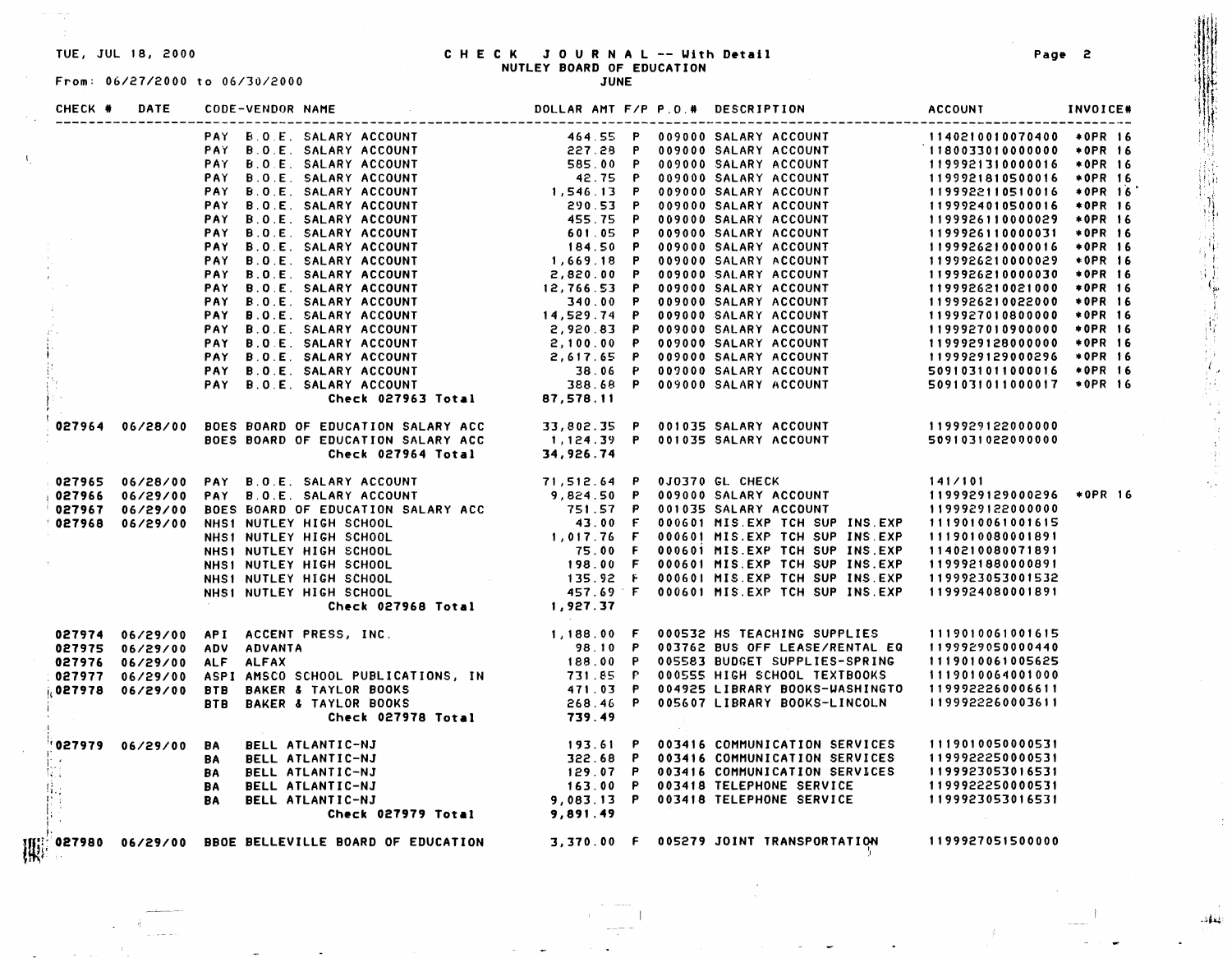# CHECK JOURNAL -- With Detail

NUTLEY BOARD OF EDUCATION

JUNE

TUE, JUL 18, 2000

From: 06/27/2000 to 06/30/2000

| CHECK # | DATE | CODE-VENDOR NAME | DOLLAR AMT | F/P | P.O.# | DESCRIPTION | ACCOUNT | INVOICE# |
|---|---|---|---|---|---|---|---|---|
| | | PAY B.O.E. SALARY ACCOUNT | 464.55 | P | 009000 | SALARY ACCOUNT | 1140210010070400 | *OPR 16 |
| | | PAY B.O.E. SALARY ACCOUNT | 227.28 | P | 009000 | SALARY ACCOUNT | 1180033010000000 | *OPR 16 |
| | | PAY B.O.E. SALARY ACCOUNT | 585.00 | P | 009000 | SALARY ACCOUNT | 1199921310000016 | *OPR 16 |
| | | PAY B.O.E. SALARY ACCOUNT | 42.75 | P | 009000 | SALARY ACCOUNT | 1199921810500016 | *OPR 16 |
| | | PAY B.O.E. SALARY ACCOUNT | 1,546.13 | P | 009000 | SALARY ACCOUNT | 1199922110510016 | *OPR 16 |
| | | PAY B.O.E. SALARY ACCOUNT | 290.53 | P | 009000 | SALARY ACCOUNT | 1199924010500016 | *OPR 16 |
| | | PAY B.O.E. SALARY ACCOUNT | 455.75 | P | 009000 | SALARY ACCOUNT | 1199926110000029 | *OPR 16 |
| | | PAY B.O.E. SALARY ACCOUNT | 601.05 | P | 009000 | SALARY ACCOUNT | 1199926110000031 | *OPR 16 |
| | | PAY B.O.E. SALARY ACCOUNT | 184.50 | P | 009000 | SALARY ACCOUNT | 1199926210000016 | *OPR 16 |
| | | PAY B.O.E. SALARY ACCOUNT | 1,669.18 | P | 009000 | SALARY ACCOUNT | 1199926210000029 | *OPR 16 |
| | | PAY B.O.E. SALARY ACCOUNT | 2,820.00 | P | 009000 | SALARY ACCOUNT | 1199926210000030 | *OPR 16 |
| | | PAY B.O.E. SALARY ACCOUNT | 12,766.53 | P | 009000 | SALARY ACCOUNT | 1199926210021000 | *OPR 16 |
| | | PAY B.O.E. SALARY ACCOUNT | 340.00 | P | 009000 | SALARY ACCOUNT | 1199926210022000 | *OPR 16 |
| | | PAY B.O.E. SALARY ACCOUNT | 14,529.74 | P | 009000 | SALARY ACCOUNT | 1199927010800000 | *OPR 16 |
| | | PAY B.O.E. SALARY ACCOUNT | 2,920.83 | P | 009000 | SALARY ACCOUNT | 1199927010900000 | *OPR 16 |
| | | PAY B.O.E. SALARY ACCOUNT | 2,100.00 | P | 009000 | SALARY ACCOUNT | 1199929128000000 | *OPR 16 |
| | | PAY B.O.E. SALARY ACCOUNT | 2,617.65 | P | 009000 | SALARY ACCOUNT | 1199929129000296 | *OPR 16 |
| | | PAY B.O.E. SALARY ACCOUNT | 38.06 | P | 009000 | SALARY ACCOUNT | 5091031011000016 | *OPR 16 |
| | | PAY B.O.E. SALARY ACCOUNT | 388.68 | P | 009000 | SALARY ACCOUNT | 5091031011000017 | *OPR 16 |
| | | Check 027963 Total | 87,578.11 | | | | | |
| 027964 | 06/28/00 | BOES BOARD OF EDUCATION SALARY ACC | 33,802.35 | P | 001035 | SALARY ACCOUNT | 1199929122000000 | |
| | | BOES BOARD OF EDUCATION SALARY ACC | 1,124.39 | P | 001035 | SALARY ACCOUNT | 5091031022000000 | |
| | | Check 027964 Total | 34,926.74 | | | | | |
| 027965 | 06/28/00 | PAY B.O.E. SALARY ACCOUNT | 71,512.64 | P | 0J0370 | GL CHECK | 141/101 | |
| 027966 | 06/29/00 | PAY B.O.E. SALARY ACCOUNT | 9,824.50 | P | 009000 | SALARY ACCOUNT | 1199929129000296 | *OPR 16 |
| 027967 | 06/29/00 | BOES BOARD OF EDUCATION SALARY ACC | 751.57 | P | 001035 | SALARY ACCOUNT | 1199929122000000 | |
| 027968 | 06/29/00 | NHS1 NUTLEY HIGH SCHOOL | 43.00 | F | 000601 | MIS.EXP TCH SUP INS.EXP | 1119010061001615 | |
| | | NHS1 NUTLEY HIGH SCHOOL | 1,017.76 | F | 000601 | MIS.EXP TCH SUP INS.EXP | 1119010080001891 | |
| | | NHS1 NUTLEY HIGH SCHOOL | 75.00 | F | 000601 | MIS.EXP TCH SUP INS.EXP | 1140210080071891 | |
| | | NHS1 NUTLEY HIGH SCHOOL | 198.00 | F | 000601 | MIS.EXP TCH SUP INS.EXP | 1199921880000891 | |
| | | NHS1 NUTLEY HIGH SCHOOL | 135.92 | F | 000601 | MIS.EXP TCH SUP INS.EXP | 1199923053001532 | |
| | | NHS1 NUTLEY HIGH SCHOOL | 457.69 | F | 000601 | MIS.EXP TCH SUP INS.EXP | 1199924080001891 | |
| | | Check 027968 Total | 1,927.37 | | | | | |
| 027974 | 06/29/00 | API ACCENT PRESS, INC. | 1,188.00 | F | 000532 | HS TEACHING SUPPLIES | 1119010061001615 | |
| 027975 | 06/29/00 | ADV ADVANTA | 98.10 | P | 003762 | BUS OFF LEASE/RENTAL EQ | 1199929050000440 | |
| 027976 | 06/29/00 | ALF ALFAX | 188.00 | P | 005583 | BUDGET SUPPLIES-SPRING | 1119010061005625 | |
| 027977 | 06/29/00 | ASPI AMSCO SCHOOL PUBLICATIONS, IN | 731.85 | P | 000555 | HIGH SCHOOL TEXTBOOKS | 1119010064001000 | |
| 027978 | 06/29/00 | BTB BAKER & TAYLOR BOOKS | 471.03 | P | 004925 | LIBRARY BOOKS-WASHINGTO | 1199922260006611 | |
| | | BTB BAKER & TAYLOR BOOKS | 268.46 | P | 005607 | LIBRARY BOOKS-LINCOLN | 1199922260003611 | |
| | | Check 027978 Total | 739.49 | | | | | |
| 027979 | 06/29/00 | BA BELL ATLANTIC-NJ | 193.61 | P | 003416 | COMMUNICATION SERVICES | 1119010050000531 | |
| | | BA BELL ATLANTIC-NJ | 322.68 | P | 003416 | COMMUNICATION SERVICES | 1199922250000531 | |
| | | BA BELL ATLANTIC-NJ | 129.07 | P | 003416 | COMMUNICATION SERVICES | 1199923053016531 | |
| | | BA BELL ATLANTIC-NJ | 163.00 | P | 003418 | TELEPHONE SERVICE | 1199922250000531 | |
| | | BA BELL ATLANTIC-NJ | 9,083.13 | P | 003418 | TELEPHONE SERVICE | 1199923053016531 | |
| | | Check 027979 Total | 9,891.49 | | | | | |
| 027980 | 06/29/00 | BBOE BELLEVILLE BOARD OF EDUCATION | 3,370.00 | F | 005279 | JOINT TRANSPORTATION | 1199927051500000 | |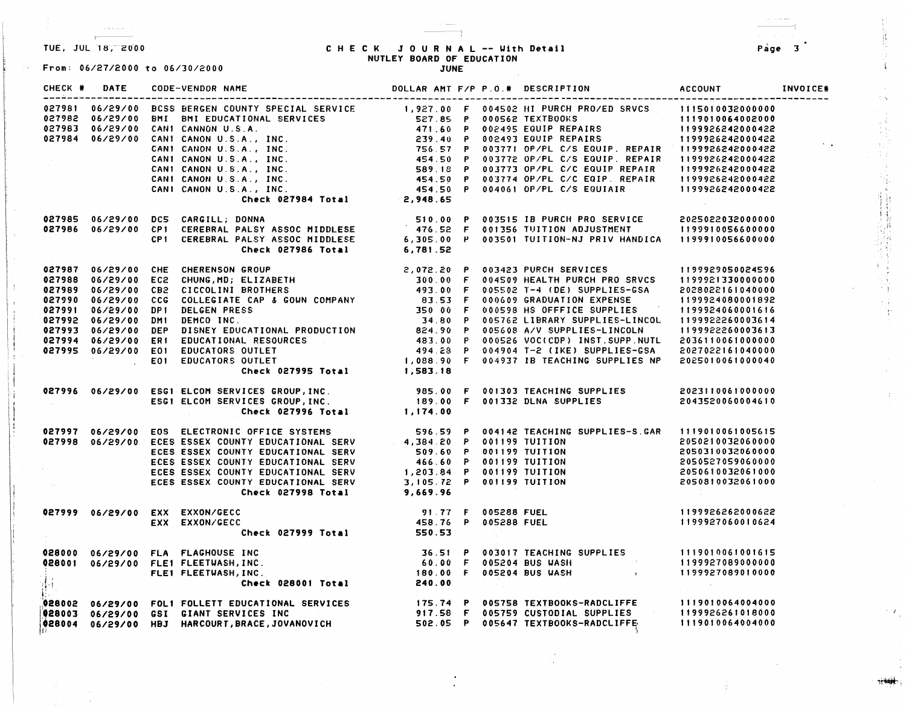# CHECK JOURNAL -- With Detail

## NUTLEY BOARD OF EDUCATION

### JUNE

TUE, JUL 18, 2000

From: 06/27/2000 to 06/30/2000

| CHECK # | DATE | CODE-VENDOR NAME | DOLLAR AMT | F/P | P.O.# | DESCRIPTION | ACCOUNT | INVOICE# |
|---|---|---|---|---|---|---|---|---|
| 027981 | 06/29/00 | BCSS BERGEN COUNTY SPECIAL SERVICE | 1,927.00 | F | 004502 | HI PURCH PRO/ED SRVCS | 1115010032000000 | |
| 027982 | 06/29/00 | BMI BMI EDUCATIONAL SERVICES | 527.85 | P | 000562 | TEXTBOOKS | 1119010064002000 | |
| 027983 | 06/29/00 | CAN1 CANNON U.S.A. | 471.60 | P | 002495 | EQUIP REPAIRS | 1199926242000422 | |
| 027984 | 06/29/00 | CAN1 CANON U.S.A., INC. | 239.40 | P | 002493 | EQUIP REPAIRS | 1199926242000422 | |
| | | CAN1 CANON U.S.A., INC. | 756.57 | P | 003771 | OP/PL C/S EQUIP. REPAIR | 1199926242000422 | |
| | | CAN1 CANON U.S.A., INC. | 454.50 | P | 003772 | OP/PL C/S EQUIP. REPAIR | 1199926242000422 | |
| | | CAN1 CANON U.S.A., INC. | 589.18 | P | 003773 | OP/PL C/C EQUIP REPAIR | 1199926242000422 | |
| | | CAN1 CANON U.S.A., INC. | 454.50 | P | 003774 | OP/PL C/C EQIP. REPAIR | 1199926242000422 | |
| | | CAN1 CANON U.S.A., INC. | 454.50 | P | 004061 | OP/PL C/S EQUIAIR | 1199926242000422 | |
| | | **Check 027984 Total** | **2,948.65** | | | | | |
| 027985 | 06/29/00 | DC5 CARGILL; DONNA | 510.00 | P | 003515 | IB PURCH PRO SERVICE | 2025022032000000 | |
| 027986 | 06/29/00 | CP1 CEREBRAL PALSY ASSOC MIDDLESE | 476.52 | F | 001356 | TUITION ADJUSTMENT | 1199910056600000 | |
| | | CP1 CEREBRAL PALSY ASSOC MIDDLESE | 6,305.00 | P | 003501 | TUITION-NJ PRIV HANDICA | 1199910056600000 | |
| | | **Check 027986 Total** | **6,781.52** | | | | | |
| 027987 | 06/29/00 | CHE CHERENSON GROUP | 2,072.20 | P | 003423 | PURCH SERVICES | 1199929050024596 | |
| 027988 | 06/29/00 | EC2 CHUNG,MD; ELIZABETH | 300.00 | F | 004509 | HEALTH PURCH PRO SRVCS | 1199921330000000 | |
| 027989 | 06/29/00 | CB2 CICCOLINI BROTHERS | 493.00 | F | 005502 | T-4 (DE) SUPPLIES-GSA | 2028022161040000 | |
| 027990 | 06/29/00 | CCG COLLEGIATE CAP & GOWN COMPANY | 83.53 | F | 000609 | GRADUATION EXPENSE | 1199924080001892 | |
| 027991 | 06/29/00 | DP1 DELGEN PRESS | 350.00 | F | 000598 | HS OFFFICE SUPPLIES | 1199924060001616 | |
| 027992 | 06/29/00 | DM1 DEMCO INC. | 34.80 | P | 005762 | LIBRARY SUPPLIES-LINCOL | 1199922260003614 | |
| 027993 | 06/29/00 | DEP DISNEY EDUCATIONAL PRODUCTION | 824.90 | P | 005608 | A/V SUPPLIES-LINCOLN | 1199922260003613 | |
| 027994 | 06/29/00 | ER1 EDUCATIONAL RESOURCES | 483.00 | P | 000526 | VOC(CDP) INST.SUPP.NUTL | 2036110061000000 | |
| 027995 | 06/29/00 | E01 EDUCATORS OUTLET | 494.28 | P | 004904 | T-2 (IKE) SUPPLIES-GSA | 2027022161040000 | |
| | | E01 EDUCATORS OUTLET | 1,088.90 | F | 004937 | IB TEACHING SUPPLIES NP | 2025010061000040 | |
| | | **Check 027995 Total** | **1,583.18** | | | | | |
| 027996 | 06/29/00 | ESG1 ELCOM SERVICES GROUP,INC. | 985.00 | F | 001303 | TEACHING SUPPLIES | 2023110061000000 | |
| | | ESG1 ELCOM SERVICES GROUP,INC. | 189.00 | F | 001332 | DLNA SUPPLIES | 2043520060004610 | |
| | | **Check 027996 Total** | **1,174.00** | | | | | |
| 027997 | 06/29/00 | EOS ELECTRONIC OFFICE SYSTEMS | 596.59 | P | 004142 | TEACHING SUPPLIES-S.GAR | 1119010061005615 | |
| 027998 | 06/29/00 | ECES ESSEX COUNTY EDUCATIONAL SERV | 4,384.20 | P | 001199 | TUITION | 2050210032060000 | |
| | | ECES ESSEX COUNTY EDUCATIONAL SERV | 509.60 | P | 001199 | TUITION | 2050310032060000 | |
| | | ECES ESSEX COUNTY EDUCATIONAL SERV | 466.60 | P | 001199 | TUITION | 2050527059060000 | |
| | | ECES ESSEX COUNTY EDUCATIONAL SERV | 1,203.84 | P | 001199 | TUITION | 2050610032061000 | |
| | | ECES ESSEX COUNTY EDUCATIONAL SERV | 3,105.72 | P | 001199 | TUITION | 2050810032061000 | |
| | | **Check 027998 Total** | **9,669.96** | | | | | |
| 027999 | 06/29/00 | EXX EXXON/GECC | 91.77 | F | 005288 | FUEL | 1199926262000622 | |
| | | EXX EXXON/GECC | 458.76 | P | 005288 | FUEL | 1199927060010624 | |
| | | **Check 027999 Total** | **550.53** | | | | | |
| 028000 | 06/29/00 | FLA FLAGHOUSE INC | 36.51 | P | 003017 | TEACHING SUPPLIES | 1119010061001615 | |
| 028001 | 06/29/00 | FLE1 FLEETWASH,INC. | 60.00 | F | 005204 | BUS WASH | 1199927089000000 | |
| | | FLE1 FLEETWASH,INC. | 180.00 | F | 005204 | BUS WASH | 1199927089010000 | |
| | | **Check 028001 Total** | **240.00** | | | | | |
| 028002 | 06/29/00 | FOL1 FOLLETT EDUCATIONAL SERVICES | 175.74 | P | 005758 | TEXTBOOKS-RADCLIFFE | 1119010064004000 | |
| 028003 | 06/29/00 | GSI GIANT SERVICES INC | 917.58 | F | 005759 | CUSTODIAL SUPPLIES | 1199926261018000 | |
| 028004 | 06/29/00 | HBJ HARCOURT,BRACE,JOVANOVICH | 502.05 | P | 005647 | TEXTBOOKS-RADCLIFFE | 1119010064004000 | |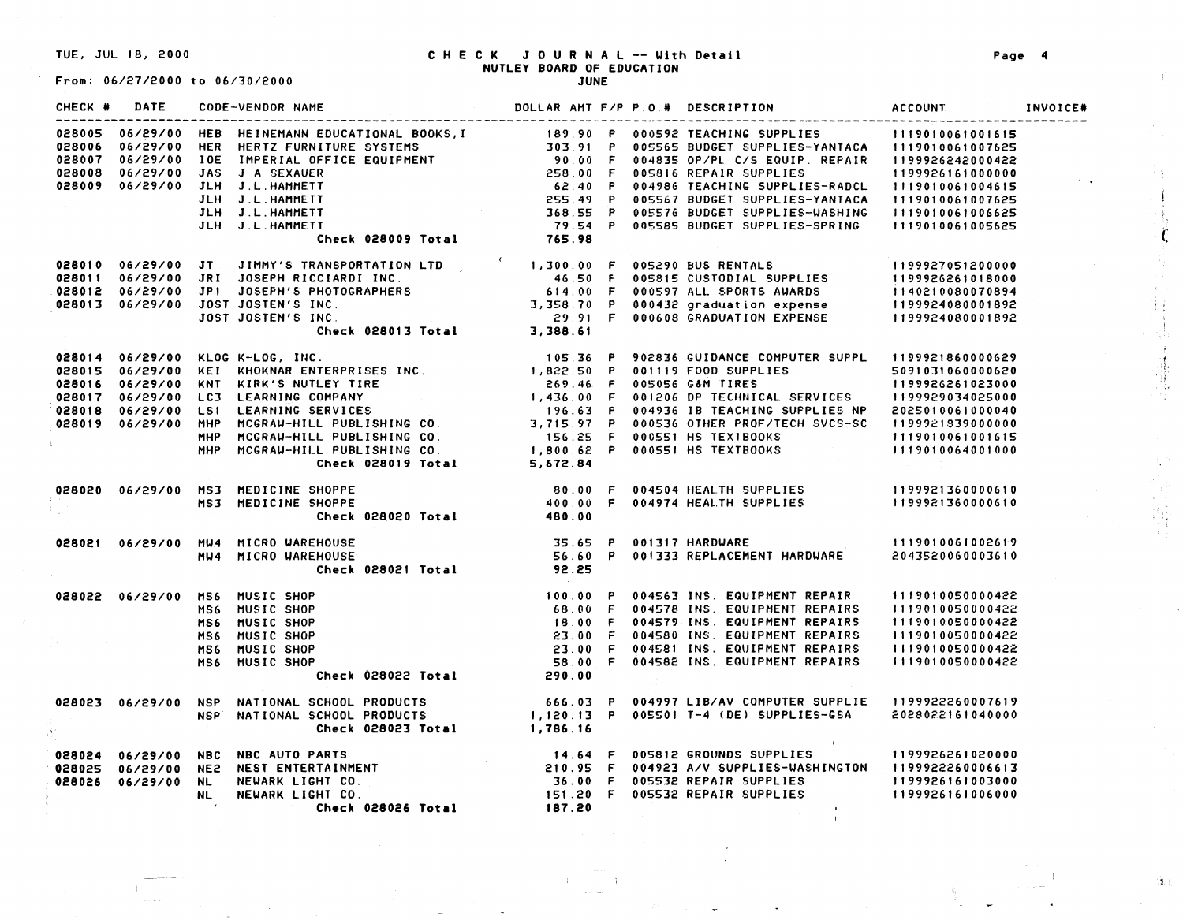TUE, JUL 18, 2000

# CHECK JOURNAL -- With Detail

## NUTLEY BOARD OF EDUCATION

JUNE

From: 06/27/2000 to 06/30/2000

| CHECK # | DATE | CODE-VENDOR NAME | DOLLAR AMT | F/P | P.O.# | DESCRIPTION | ACCOUNT | INVOICE# |
|---|---|---|---|---|---|---|---|---|
| 028005 | 06/29/00 | HEB HEINEMANN EDUCATIONAL BOOKS,I | 189.90 | P | 000592 | TEACHING SUPPLIES | 1119010061001615 | |
| 028006 | 06/29/00 | HER HERTZ FURNITURE SYSTEMS | 303.91 | P | 005565 | BUDGET SUPPLIES-YANTACA | 1119010061007625 | |
| 028007 | 06/29/00 | IOE IMPERIAL OFFICE EQUIPMENT | 90.00 | F | 004835 | OP/PL C/S EQUIP. REPAIR | 1199926242000422 | |
| 028008 | 06/29/00 | JAS J A SEXAUER | 258.00 | F | 005816 | REPAIR SUPPLIES | 1199926161000000 | |
| 028009 | 06/29/00 | JLH J.L.HAMMETT | 62.40 | P | 004986 | TEACHING SUPPLIES-RADCL | 1119010061004615 | |
| | | JLH J.L.HAMMETT | 255.49 | P | 005567 | BUDGET SUPPLIES-YANTACA | 1119010061007625 | |
| | | JLH J.L.HAMMETT | 368.55 | P | 005576 | BUDGET SUPPLIES-WASHING | 1119010061006625 | |
| | | JLH J.L.HAMMETT | 79.54 | P | 005585 | BUDGET SUPPLIES-SPRING | 1119010061005625 | |
| | | **Check 028009 Total** | **765.98** | | | | | |
| 028010 | 06/29/00 | JT JIMMY'S TRANSPORTATION LTD | 1,300.00 | F | 005290 | BUS RENTALS | 1199927051200000 | |
| 028011 | 06/29/00 | JRI JOSEPH RICCIARDI INC. | 46.50 | F | 005815 | CUSTODIAL SUPPLIES | 1199926261018000 | |
| 028012 | 06/29/00 | JP1 JOSEPH'S PHOTOGRAPHERS | 614.00 | F | 000597 | ALL SPORTS AWARDS | 1140210080070894 | |
| 028013 | 06/29/00 | JOST JOSTEN'S INC. | 3,358.70 | P | 000432 | graduation expense | 1199924080001892 | |
| | | JOST JOSTEN'S INC. | 29.91 | F | 000608 | GRADUATION EXPENSE | 1199924080001892 | |
| | | **Check 028013 Total** | **3,388.61** | | | | | |
| 028014 | 06/29/00 | KLOG K-LOG, INC. | 105.36 | P | 902836 | GUIDANCE COMPUTER SUPPL | 1199921860000629 | |
| 028015 | 06/29/00 | KEI KHOKNAR ENTERPRISES INC. | 1,822.50 | P | 001119 | FOOD SUPPLIES | 5091031060000620 | |
| 028016 | 06/29/00 | KNT KIRK'S NUTLEY TIRE | 269.46 | F | 005056 | G&M TIRES | 1199926261023000 | |
| 028017 | 06/29/00 | LC3 LEARNING COMPANY | 1,436.00 | P | 001206 | DP TECHNICAL SERVICES | 1199929034025000 | |
| 028018 | 06/29/00 | LS1 LEARNING SERVICES | 196.63 | P | 004936 | IB TEACHING SUPPLIES NP | 2025010061000040 | |
| 028019 | 06/29/00 | MHP MCGRAW-HILL PUBLISHING CO. | 3,715.97 | P | 000536 | OTHER PROF/TECH SVCS-SC | 1199921939000000 | |
| | | MHP MCGRAW-HILL PUBLISHING CO. | 156.25 | F | 000551 | HS TEXTBOOKS | 1119010061001615 | |
| | | MHP MCGRAW-HILL PUBLISHING CO. | 1,800.62 | P | 000551 | HS TEXTBOOKS | 1119010064001000 | |
| | | **Check 028019 Total** | **5,672.84** | | | | | |
| 028020 | 06/29/00 | MS3 MEDICINE SHOPPE | 80.00 | F | 004504 | HEALTH SUPPLIES | 1199921360000610 | |
| | | MS3 MEDICINE SHOPPE | 400.00 | F | 004974 | HEALTH SUPPLIES | 1199921360000610 | |
| | | **Check 028020 Total** | **480.00** | | | | | |
| 028021 | 06/29/00 | MW4 MICRO WAREHOUSE | 35.65 | P | 001317 | HARDWARE | 1119010061002619 | |
| | | MW4 MICRO WAREHOUSE | 56.60 | P | 001333 | REPLACEMENT HARDWARE | 2043520060003610 | |
| | | **Check 028021 Total** | **92.25** | | | | | |
| 028022 | 06/29/00 | MS6 MUSIC SHOP | 100.00 | P | 004563 | INS. EQUIPMENT REPAIR | 1119010050000422 | |
| | | MS6 MUSIC SHOP | 68.00 | F | 004578 | INS. EQUIPMENT REPAIRS | 1119010050000422 | |
| | | MS6 MUSIC SHOP | 18.00 | F | 004579 | INS. EQUIPMENT REPAIRS | 1119010050000422 | |
| | | MS6 MUSIC SHOP | 23.00 | F | 004580 | INS. EQUIPMENT REPAIRS | 1119010050000422 | |
| | | MS6 MUSIC SHOP | 23.00 | F | 004581 | INS. EQUIPMENT REPAIRS | 1119010050000422 | |
| | | MS6 MUSIC SHOP | 58.00 | F | 004582 | INS. EQUIPMENT REPAIRS | 1119010050000422 | |
| | | **Check 028022 Total** | **290.00** | | | | | |
| 028023 | 06/29/00 | NSP NATIONAL SCHOOL PRODUCTS | 666.03 | P | 004997 | LIB/AV COMPUTER SUPPLIE | 1199922260007619 | |
| | | NSP NATIONAL SCHOOL PRODUCTS | 1,120.13 | P | 005501 | T-4 (DE) SUPPLIES-GSA | 2028022161040000 | |
| | | **Check 028023 Total** | **1,786.16** | | | | | |
| 028024 | 06/29/00 | NBC NBC AUTO PARTS | 14.64 | F | 005812 | GROUNDS SUPPLIES | 1199926261020000 | |
| 028025 | 06/29/00 | NE2 NEST ENTERTAINMENT | 210.95 | F | 004923 | A/V SUPPLIES-WASHINGTON | 1199922260006613 | |
| 028026 | 06/29/00 | NL NEWARK LIGHT CO. | 36.00 | F | 005532 | REPAIR SUPPLIES | 1199926161003000 | |
| | | NL NEWARK LIGHT CO. | 151.20 | F | 005532 | REPAIR SUPPLIES | 1199926161006000 | |
| | | **Check 028026 Total** | **187.20** | | | | | |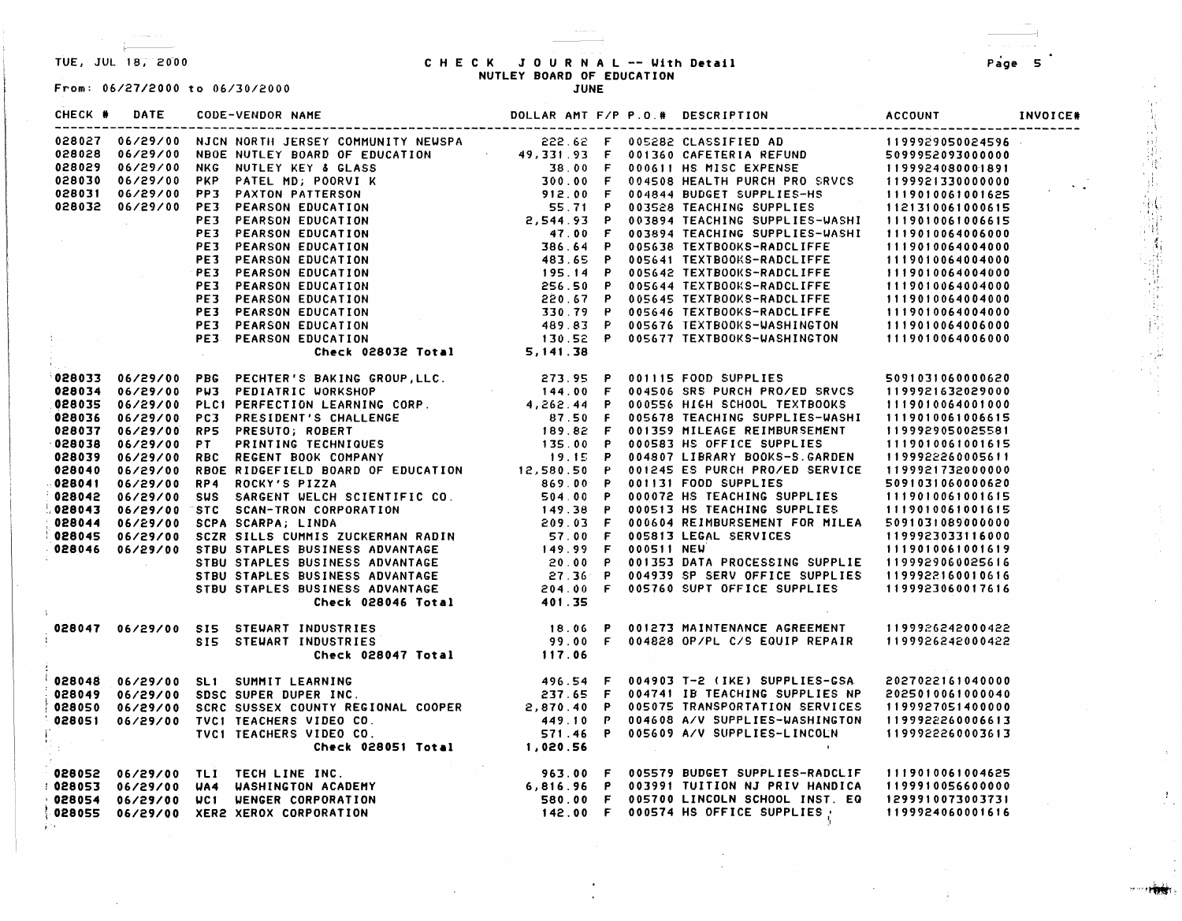TUE, JUL 18, 2000

# CHECK JOURNAL -- With Detail

## NUTLEY BOARD OF EDUCATION

JUNE

From: 06/27/2000 to 06/30/2000

| CHECK # | DATE | CODE-VENDOR NAME | | DOLLAR AMT | F/P | P.O.# | DESCRIPTION | ACCOUNT | INVOICE# |
|---|---|---|---|---|---|---|---|---|---|
| 028027 | 06/29/00 | NJCN | NORTH JERSEY COMMUNITY NEWSPA | 222.62 | F | 005282 | CLASSIFIED AD | 1199929050024596 | |
| 028028 | 06/29/00 | NBOE | NUTLEY BOARD OF EDUCATION | 49,331.93 | F | 001360 | CAFETERIA REFUND | 5099952093000000 | |
| 028029 | 06/29/00 | NKG | NUTLEY KEY & GLASS | 38.00 | F | 000611 | HS MISC EXPENSE | 1199924080001891 | |
| 028030 | 06/29/00 | PKP | PATEL MD; POORVI K | 300.00 | F | 004508 | HEALTH PURCH PRO SRVCS | 1199921330000000 | |
| 028031 | 06/29/00 | PP3 | PAXTON PATTERSON | 912.00 | F | 004844 | BUDGET SUPPLIES-HS | 1119010061001625 | |
| 028032 | 06/29/00 | PE3 | PEARSON EDUCATION | 55.71 | P | 003528 | TEACHING SUPPLIES | 1121310061000615 | |
| | | PE3 | PEARSON EDUCATION | 2,544.93 | P | 003894 | TEACHING SUPPLIES-WASHI | 1119010061006615 | |
| | | PE3 | PEARSON EDUCATION | 47.00 | F | 003894 | TEACHING SUPPLIES-WASHI | 1119010064006000 | |
| | | PE3 | PEARSON EDUCATION | 386.64 | P | 005638 | TEXTBOOKS-RADCLIFFE | 1119010064004000 | |
| | | PE3 | PEARSON EDUCATION | 483.65 | P | 005641 | TEXTBOOKS-RADCLIFFE | 1119010064004000 | |
| | | PE3 | PEARSON EDUCATION | 195.14 | P | 005642 | TEXTBOOKS-RADCLIFFE | 1119010064004000 | |
| | | PE3 | PEARSON EDUCATION | 256.50 | P | 005644 | TEXTBOOKS-RADCLIFFE | 1119010064004000 | |
| | | PE3 | PEARSON EDUCATION | 220.67 | P | 005645 | TEXTBOOKS-RADCLIFFE | 1119010064004000 | |
| | | PE3 | PEARSON EDUCATION | 330.79 | P | 005646 | TEXTBOOKS-RADCLIFFE | 1119010064004000 | |
| | | PE3 | PEARSON EDUCATION | 489.83 | P | 005676 | TEXTBOOKS-WASHINGTON | 1119010064006000 | |
| | | PE3 | PEARSON EDUCATION | 130.52 | P | 005677 | TEXTBOOKS-WASHINGTON | 1119010064006000 | |
| | | | **Check 028032 Total** | **5,141.38** | | | | | |
| 028033 | 06/29/00 | PBG | PECHTER'S BAKING GROUP,LLC. | 273.95 | P | 001115 | FOOD SUPPLIES | 5091031060000620 | |
| 028034 | 06/29/00 | PW3 | PEDIATRIC WORKSHOP | 144.00 | F | 004506 | SRS PURCH PRO/ED SRVCS | 1199921632029000 | |
| 028035 | 06/29/00 | PLC1 | PERFECTION LEARNING CORP. | 4,262.44 | P | 000556 | HIGH SCHOOL TEXTBOOKS | 1119010064001000 | |
| 028036 | 06/29/00 | PC3 | PRESIDENT'S CHALLENGE | 87.50 | F | 005678 | TEACHING SUPPLIES-WASHI | 1119010061006615 | |
| 028037 | 06/29/00 | RP5 | PRESUTO; ROBERT | 189.82 | F | 001359 | MILEAGE REIMBURSEMENT | 1199929050025581 | |
| 028038 | 06/29/00 | PT | PRINTING TECHNIQUES | 135.00 | P | 000583 | HS OFFICE SUPPLIES | 1119010061001615 | |
| 028039 | 06/29/00 | RBC | REGENT BOOK COMPANY | 19.15 | P | 004807 | LIBRARY BOOKS-S.GARDEN | 1199922260005611 | |
| 028040 | 06/29/00 | RBOE | RIDGEFIELD BOARD OF EDUCATION | 12,580.50 | P | 001245 | ES PURCH PRO/ED SERVICE | 1199921732000000 | |
| 028041 | 06/29/00 | RP4 | ROCKY'S PIZZA | 869.00 | P | 001131 | FOOD SUPPLIES | 5091031060000620 | |
| 028042 | 06/29/00 | SWS | SARGENT WELCH SCIENTIFIC CO. | 504.00 | P | 000072 | HS TEACHING SUPPLIES | 1119010061001615 | |
| 028043 | 06/29/00 | STC | SCAN-TRON CORPORATION | 149.38 | P | 000513 | HS TEACHING SUPPLIES | 1119010061001615 | |
| 028044 | 06/29/00 | SCPA | SCARPA; LINDA | 209.03 | F | 000604 | REIMBURSEMENT FOR MILEA | 5091031089000000 | |
| 028045 | 06/29/00 | SCZR | SILLS CUMMIS ZUCKERMAN RADIN | 57.00 | F | 005813 | LEGAL SERVICES | 1199923033116000 | |
| 028046 | 06/29/00 | STBU | STAPLES BUSINESS ADVANTAGE | 149.99 | F | 000511 | NEW | 1119010061001619 | |
| | | STBU | STAPLES BUSINESS ADVANTAGE | 20.00 | P | 001353 | DATA PROCESSING SUPPLIE | 1199929060025616 | |
| | | STBU | STAPLES BUSINESS ADVANTAGE | 27.36 | P | 004939 | SP SERV OFFICE SUPPLIES | 1199922160010616 | |
| | | STBU | STAPLES BUSINESS ADVANTAGE | 204.00 | F | 005760 | SUPT OFFICE SUPPLIES | 1199923060017616 | |
| | | | **Check 028046 Total** | **401.35** | | | | | |
| 028047 | 06/29/00 | SI5 | STEWART INDUSTRIES | 18.06 | P | 001273 | MAINTENANCE AGREEMENT | 1199926242000422 | |
| | | SI5 | STEWART INDUSTRIES | 99.00 | F | 004828 | OP/PL C/S EQUIP REPAIR | 1199926242000422 | |
| | | | **Check 028047 Total** | **117.06** | | | | | |
| 028048 | 06/29/00 | SL1 | SUMMIT LEARNING | 496.54 | F | 004903 | T-2 (IKE) SUPPLIES-CSA | 2027022161040000 | |
| 028049 | 06/29/00 | SDSC | SUPER DUPER INC. | 237.65 | F | 004741 | IB TEACHING SUPPLIES NP | 2025010061000040 | |
| 028050 | 06/29/00 | SCRC | SUSSEX COUNTY REGIONAL COOPER | 2,870.40 | P | 005075 | TRANSPORTATION SERVICES | 1199927051400000 | |
| 028051 | 06/29/00 | TVC1 | TEACHERS VIDEO CO. | 449.10 | P | 004608 | A/V SUPPLIES-WASHINGTON | 1199922260006613 | |
| | | TVC1 | TEACHERS VIDEO CO. | 571.46 | P | 005609 | A/V SUPPLIES-LINCOLN | 1199922260003613 | |
| | | | **Check 028051 Total** | **1,020.56** | | | | | |
| 028052 | 06/29/00 | TLI | TECH LINE INC. | 963.00 | F | 005579 | BUDGET SUPPLIES-RADCLIF | 1119010061004625 | |
| 028053 | 06/29/00 | WA4 | WASHINGTON ACADEMY | 6,816.96 | P | 003991 | TUITION NJ PRIV HANDICA | 1199910056600000 | |
| 028054 | 06/29/00 | WC1 | WENGER CORPORATION | 580.00 | F | 005700 | LINCOLN SCHOOL INST. EQ | 1299910073003731 | |
| 028055 | 06/29/00 | XER2 | XEROX CORPORATION | 142.00 | F | 000574 | HS OFFICE SUPPLIES | 1199924060001616 | |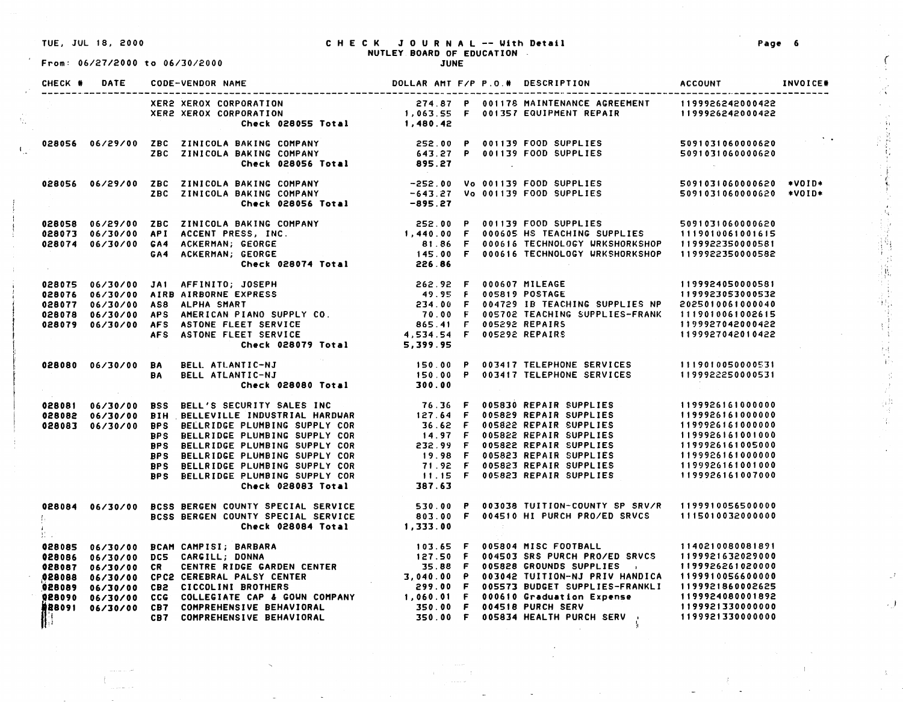# CHECK JOURNAL -- With Detail

## NUTLEY BOARD OF EDUCATION

TUE, JUL 18, 2000

From: 06/27/2000 to 06/30/2000

JUNE

| CHECK # | DATE | CODE-VENDOR NAME | DOLLAR AMT | F/P | P.O.# | DESCRIPTION | ACCOUNT | INVOICE# |
|---|---|---|---|---|---|---|---|---|
| | | XER2 XEROX CORPORATION | 274.87 | P | 001178 | MAINTENANCE AGREEMENT | 1199926242000422 | |
| | | XER2 XEROX CORPORATION | 1,063.55 | F | 001357 | EQUIPMENT REPAIR | 1199926242000422 | |
| | | Check 028055 Total | 1,480.42 | | | | | |
| 028056 | 06/29/00 | ZBC ZINICOLA BAKING COMPANY | 252.00 | P | 001139 | FOOD SUPPLIES | 5091031060000620 | |
| | | ZBC ZINICOLA BAKING COMPANY | 643.27 | P | 001139 | FOOD SUPPLIES | 5091031060000620 | |
| | | Check 028056 Total | 895.27 | | | | | |
| 028056 | 06/29/00 | ZBC ZINICOLA BAKING COMPANY | -252.00 | Vo | 001139 | FOOD SUPPLIES | 5091031060000620 | *VOID* |
| | | ZBC ZINICOLA BAKING COMPANY | -643.27 | Vo | 001139 | FOOD SUPPLIES | 5091031060000620 | *VOID* |
| | | Check 028056 Total | -895.27 | | | | | |
| 028058 | 06/29/00 | ZBC ZINICOLA BAKING COMPANY | 252.00 | P | 001139 | FOOD SUPPLIES | 5091031060000620 | |
| 028073 | 06/30/00 | API ACCENT PRESS, INC. | 1,440.00 | F | 000605 | HS TEACHING SUPPLIES | 1119010061001615 | |
| 028074 | 06/30/00 | GA4 ACKERMAN; GEORGE | 81.86 | F | 000616 | TECHNOLOGY WRKSHORKSHOP | 1199922350000581 | |
| | | GA4 ACKERMAN; GEORGE | 145.00 | F | 000616 | TECHNOLOGY WRKSHORKSHOP | 1199922350000582 | |
| | | Check 028074 Total | 226.86 | | | | | |
| 028075 | 06/30/00 | JA1 AFFINITO; JOSEPH | 262.92 | F | 000607 | MILEAGE | 1199924050000581 | |
| 028076 | 06/30/00 | AIRB AIRBORNE EXPRESS | 49.95 | F | 005819 | POSTAGE | 1199923053000532 | |
| 028077 | 06/30/00 | AS8 ALPHA SMART | 234.00 | F | 004729 | IB TEACHING SUPPLIES NP | 2025010061000040 | |
| 028078 | 06/30/00 | APS AMERICAN PIANO SUPPLY CO. | 70.00 | F | 005702 | TEACHING SUPPLIES-FRANK | 1119010061002615 | |
| 028079 | 06/30/00 | AFS ASTONE FLEET SERVICE | 865.41 | F | 005292 | REPAIRS | 1199927042000422 | |
| | | AFS ASTONE FLEET SERVICE | 4,534.54 | F | 005292 | REPAIRS | 1199927042010422 | |
| | | Check 028079 Total | 5,399.95 | | | | | |
| 028080 | 06/30/00 | BA BELL ATLANTIC-NJ | 150.00 | P | 003417 | TELEPHONE SERVICES | 1119010050000531 | |
| | | BA BELL ATLANTIC-NJ | 150.00 | P | 003417 | TELEPHONE SERVICES | 1199922250000531 | |
| | | Check 028080 Total | 300.00 | | | | | |
| 028081 | 06/30/00 | BSS BELL'S SECURITY SALES INC | 76.36 | F | 005830 | REPAIR SUPPLIES | 1199926161000000 | |
| 028082 | 06/30/00 | BIH BELLEVILLE INDUSTRIAL HARDWAR | 127.64 | F | 005829 | REPAIR SUPPLIES | 1199926161000000 | |
| 028083 | 06/30/00 | BPS BELLRIDGE PLUMBING SUPPLY COR | 36.62 | F | 005822 | REPAIR SUPPLIES | 1199926161000000 | |
| | | BPS BELLRIDGE PLUMBING SUPPLY COR | 14.97 | F | 005822 | REPAIR SUPPLIES | 1199926161001000 | |
| | | BPS BELLRIDGE PLUMBING SUPPLY COR | 232.99 | F | 005822 | REPAIR SUPPLIES | 1199926161005000 | |
| | | BPS BELLRIDGE PLUMBING SUPPLY COR | 19.98 | F | 005823 | REPAIR SUPPLIES | 1199926161000000 | |
| | | BPS BELLRIDGE PLUMBING SUPPLY COR | 71.92 | F | 005823 | REPAIR SUPPLIES | 1199926161001000 | |
| | | BPS BELLRIDGE PLUMBING SUPPLY COR | 11.15 | F | 005823 | REPAIR SUPPLIES | 1199926161007000 | |
| | | Check 028083 Total | 387.63 | | | | | |
| 028084 | 06/30/00 | BCSS BERGEN COUNTY SPECIAL SERVICE | 530.00 | P | 003038 | TUITION-COUNTY SP SRV/R | 1199910056500000 | |
| | | BCSS BERGEN COUNTY SPECIAL SERVICE | 803.00 | F | 004510 | HI PURCH PRO/ED SRVCS | 1115010032000000 | |
| | | Check 028084 Total | 1,333.00 | | | | | |
| 028085 | 06/30/00 | BCAM CAMPISI; BARBARA | 103.65 | F | 005804 | MISC FOOTBALL | 1140210080081891 | |
| 028086 | 06/30/00 | DC5 CARGILL; DONNA | 127.50 | F | 004503 | SRS PURCH PRO/ED SRVCS | 1199921632029000 | |
| 028087 | 06/30/00 | CR CENTRE RIDGE GARDEN CENTER | 35.88 | F | 005828 | GROUNDS SUPPLIES | 1199926261020000 | |
| 028088 | 06/30/00 | CPC2 CEREBRAL PALSY CENTER | 3,040.00 | P | 003042 | TUITION-NJ PRIV HANDICA | 1199910056600000 | |
| 028089 | 06/30/00 | CB2 CICCOLINI BROTHERS | 299.00 | F | 005573 | BUDGET SUPPLIES-FRANKLI | 1199921860002625 | |
| 028090 | 06/30/00 | CCG COLLEGIATE CAP & GOWN COMPANY | 1,060.01 | F | 000610 | Graduation Expense | 1199924080001892 | |
| 028091 | 06/30/00 | CB7 COMPREHENSIVE BEHAVIORAL | 350.00 | F | 004518 | PURCH SERV | 1199921330000000 | |
| | | CB7 COMPREHENSIVE BEHAVIORAL | 350.00 | F | 005834 | HEALTH PURCH SERV | 1199921330000000 | |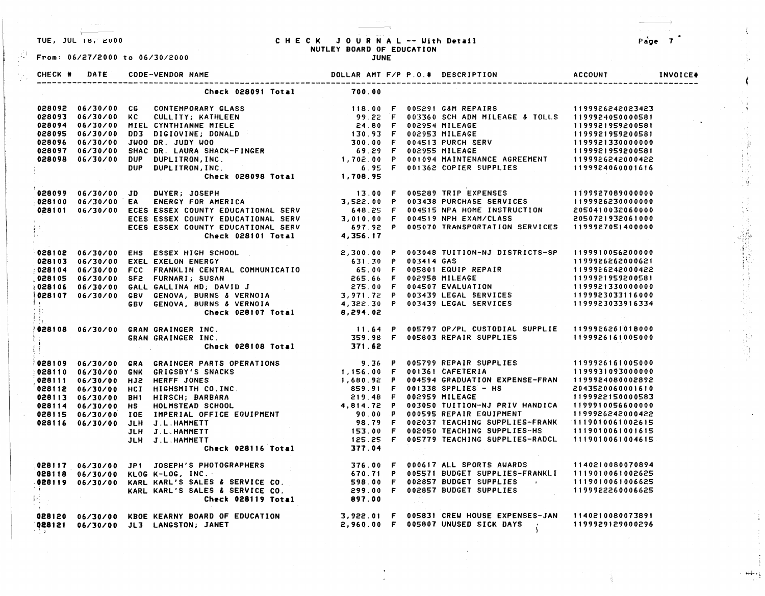TUE, JUL 18, 2000

**C H E C K   J O U R N A L -- With Detail**
**NUTLEY BOARD OF EDUCATION**
**JUNE**

From: 06/27/2000 to 06/30/2000

| CHECK # | DATE | CODE-VENDOR NAME | DOLLAR AMT | F/P | P.O.# | DESCRIPTION | ACCOUNT | INVOICE# |
|---|---|---|---|---|---|---|---|---|
| | | Check 028091 Total | 700.00 | | | | | |
| 028092 | 06/30/00 | CG CONTEMPORARY GLASS | 118.00 | F | 005291 | G&M REPAIRS | 1199926242023423 | |
| 028093 | 06/30/00 | KC CULLITY; KATHLEEN | 99.22 | F | 003360 | SCH ADM MILEAGE & TOLLS | 1199924050000581 | |
| 028094 | 06/30/00 | MIEL CYNTHIANNE MIELE | 24.80 | F | 002954 | MILEAGE | 1199921959200581 | |
| 028095 | 06/30/00 | DD3 DIGIOVINE; DONALD | 130.93 | F | 002953 | MILEAGE | 1199921959200581 | |
| 028096 | 06/30/00 | JWOO DR. JUDY WOO | 300.00 | F | 004513 | PURCH SERV | 1199921330000000 | |
| 028097 | 06/30/00 | SHAC DR. LAURA SHACK-FINGER | 69.29 | F | 002955 | MILEAGE | 1199921959200581 | |
| 028098 | 06/30/00 | DUP DUPLITRON, INC. | 1,702.00 | P | 001094 | MAINTENANCE AGREEMENT | 1199926242000422 | |
| | | DUP DUPLITRON, INC. | 6.95 | F | 001362 | COPIER SUPPLIES | 1199924060001616 | |
| | | Check 028098 Total | 1,708.95 | | | | | |
| 028099 | 06/30/00 | JD DWYER; JOSEPH | 13.00 | F | 005289 | TRIP EXPENSES | 1199927089000000 | |
| 028100 | 06/30/00 | EA ENERGY FOR AMERICA | 3,522.00 | P | 003438 | PURCHASE SERVICES | 1199926230000000 | |
| 028101 | 06/30/00 | ECES ESSEX COUNTY EDUCATIONAL SERV | 648.25 | F | 004515 | NPA HOME INSTRUCTION | 2050410032060000 | |
| | | ECES ESSEX COUNTY EDUCATIONAL SERV | 3,010.00 | F | 004519 | NPH EXAM/CLASS | 2050721932061000 | |
| | | ECES ESSEX COUNTY EDUCATIONAL SERV | 697.92 | P | 005070 | TRANSPORTATION SERVICES | 1199927051400000 | |
| | | Check 028101 Total | 4,356.17 | | | | | |
| 028102 | 06/30/00 | EHS ESSEX HIGH SCHOOL | 2,300.00 | P | 003048 | TUITION-NJ DISTRICTS-SP | 1199910056200000 | |
| 028103 | 06/30/00 | EXEL EXELON ENERGY | 631.30 | P | 003414 | GAS | 1199926262000621 | |
| 028104 | 06/30/00 | FCC FRANKLIN CENTRAL COMMUNICATIO | 65.00 | F | 005801 | EQUIP REPAIR | 1199926242000422 | |
| 028105 | 06/30/00 | SF2 FURNARI; SUSAN | 265.66 | F | 002958 | MILEAGE | 1199921959200581 | |
| 028106 | 06/30/00 | GALL GALLINA MD; DAVID J | 275.00 | F | 004507 | EVALUATION | 1199921330000000 | |
| 028107 | 06/30/00 | GBV GENOVA, BURNS & VERNOIA | 3,971.72 | P | 003439 | LEGAL SERVICES | 1199923033116000 | |
| | | GBV GENOVA, BURNS & VERNOIA | 4,322.30 | P | 003439 | LEGAL SERVICES | 1199923033916334 | |
| | | Check 028107 Total | 8,294.02 | | | | | |
| 028108 | 06/30/00 | GRAN GRAINGER INC. | 11.64 | P | 005797 | OP/PL CUSTODIAL SUPPLIE | 1199926261018000 | |
| | | GRAN GRAINGER INC. | 359.98 | F | 005803 | REPAIR SUPPLIES | 1199926161005000 | |
| | | Check 028108 Total | 371.62 | | | | | |
| 028109 | 06/30/00 | GRA GRAINGER PARTS OPERATIONS | 9.36 | P | 005799 | REPAIR SUPPLIES | 1199926161005000 | |
| 028110 | 06/30/00 | GNK GRIGSBY'S SNACKS | 1,156.00 | F | 001361 | CAFETERIA | 1199931093000000 | |
| 028111 | 06/30/00 | HJ2 HERFF JONES | 1,680.92 | P | 004594 | GRADUATION EXPENSE-FRAN | 1199924080002892 | |
| 028112 | 06/30/00 | HCI HIGHSMITH CO.INC. | 859.91 | F | 001338 | SPPLIES - HS | 2043520060001610 | |
| 028113 | 06/30/00 | BH1 HIRSCH; BARBARA | 219.48 | F | 002959 | MILEAGE | 1199922150000583 | |
| 028114 | 06/30/00 | HS HOLMSTEAD SCHOOL | 4,814.72 | P | 003050 | TUITION-NJ PRIV HANDICA | 1199910056600000 | |
| 028115 | 06/30/00 | IOE IMPERIAL OFFICE EQUIPMENT | 90.00 | P | 000595 | REPAIR EQUIPMENT | 1199926242000422 | |
| 028116 | 06/30/00 | JLH J.L.HAMMETT | 98.79 | F | 002037 | TEACHING SUPPLIES-FRANK | 1119010061002615 | |
| | | JLH J.L.HAMMETT | 153.00 | F | 002050 | TEACHING SUPPLIES-HS | 1119010061001615 | |
| | | JLH J.L.HAMMETT | 125.25 | F | 005779 | TEACHING SUPPLIES-RADCL | 1119010061004615 | |
| | | Check 028116 Total | 377.04 | | | | | |
| 028117 | 06/30/00 | JP1 JOSEPH'S PHOTOGRAPHERS | 376.00 | F | 000617 | ALL SPORTS AWARDS | 1140210080070894 | |
| 028118 | 06/30/00 | KLOG K-LOG, INC. | 670.71 | P | 005571 | BUDGET SUPPLIES-FRANKLI | 1119010061002625 | |
| 028119 | 06/30/00 | KARL KARL'S SALES & SERVICE CO. | 598.00 | F | 002857 | BUDGET SUPPLIES | 1119010061006625 | |
| | | KARL KARL'S SALES & SERVICE CO. | 299.00 | F | 002857 | BUDGET SUPPLIES | 1199922260006625 | |
| | | Check 028119 Total | 897.00 | | | | | |
| 028120 | 06/30/00 | KBOE KEARNY BOARD OF EDUCATION | 3,922.01 | F | 005831 | CREW HOUSE EXPENSES-JAN | 1140210080073891 | |
| 028121 | 06/30/00 | JL3 LANGSTON; JANET | 2,960.00 | F | 005807 | UNUSED SICK DAYS | 1199929129000296 | |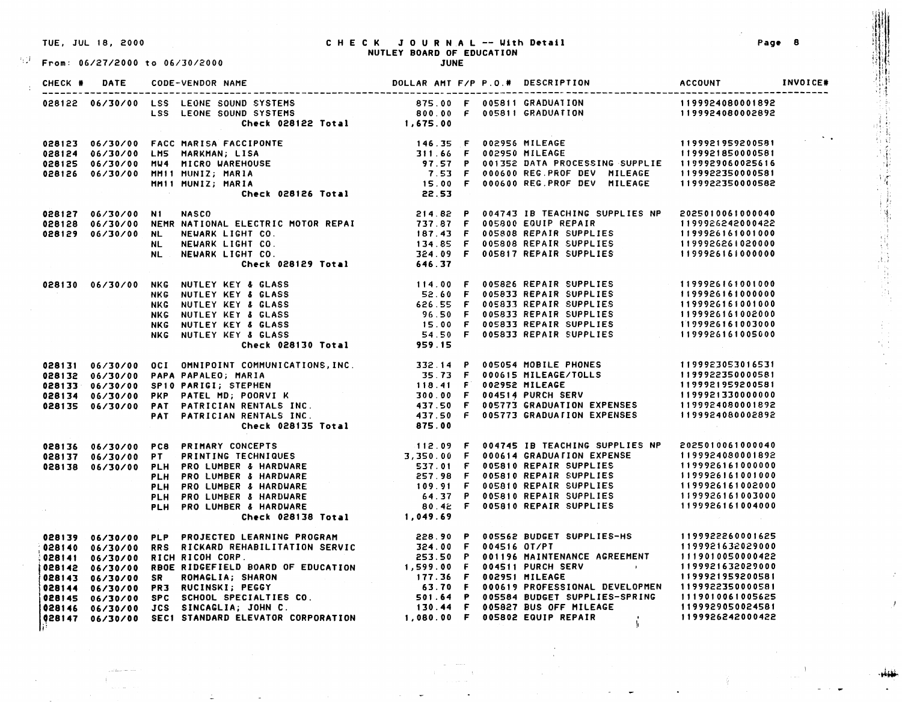TUE, JUL 18, 2000

# CHECK JOURNAL -- With Detail
## NUTLEY BOARD OF EDUCATION
### JUNE

From: 06/27/2000 to 06/30/2000

| CHECK # | DATE | CODE-VENDOR NAME | DOLLAR AMT | F/P | P.O.# | DESCRIPTION | ACCOUNT | INVOICE# |
|---|---|---|---|---|---|---|---|---|
| 028122 | 06/30/00 | LSS LEONE SOUND SYSTEMS | 875.00 | F | 005811 | GRADUATION | 1199924080001892 | |
| | | LSS LEONE SOUND SYSTEMS | 800.00 | F | 005811 | GRADUATION | 1199924080002892 | |
| | | **Check 028122 Total** | **1,675.00** | | | | | |
| 028123 | 06/30/00 | FACC MARISA FACCIPONTE | 146.35 | F | 002956 | MILEAGE | 1199921959200581 | |
| 028124 | 06/30/00 | LMS MARKMAN; LISA | 311.66 | F | 002950 | MILEAGE | 1199921850000581 | |
| 028125 | 06/30/00 | MW4 MICRO WAREHOUSE | 97.57 | P | 001352 | DATA PROCESSING SUPPLIE | 1199929060025616 | |
| 028126 | 06/30/00 | MM11 MUNIZ; MARIA | 7.53 | F | 000600 | REG.PROF DEV MILEAGE | 1199922350000581 | |
| | | MM11 MUNIZ; MARIA | 15.00 | F | 000600 | REG.PROF DEV MILEAGE | 1199922350000582 | |
| | | **Check 028126 Total** | **22.53** | | | | | |
| 028127 | 06/30/00 | N1 NASCO | 214.82 | P | 004743 | IB TEACHING SUPPLIES NP | 2025010061000040 | |
| 028128 | 06/30/00 | NEMR NATIONAL ELECTRIC MOTOR REPAI | 737.87 | F | 005800 | EQUIP REPAIR | 1199926242000422 | |
| 028129 | 06/30/00 | NL NEWARK LIGHT CO. | 187.43 | F | 005808 | REPAIR SUPPLIES | 1199926161001000 | |
| | | NL NEWARK LIGHT CO. | 134.85 | F | 005808 | REPAIR SUPPLIES | 1199926261020000 | |
| | | NL NEWARK LIGHT CO. | 324.09 | F | 005817 | REPAIR SUPPLIES | 1199926161000000 | |
| | | **Check 028129 Total** | **646.37** | | | | | |
| 028130 | 06/30/00 | NKG NUTLEY KEY & GLASS | 114.00 | F | 005826 | REPAIR SUPPLIES | 1199926161001000 | |
| | | NKG NUTLEY KEY & GLASS | 52.60 | F | 005833 | REPAIR SUPPLIES | 1199926161000000 | |
| | | NKG NUTLEY KEY & GLASS | 626.55 | F | 005833 | REPAIR SUPPLIES | 1199926161001000 | |
| | | NKG NUTLEY KEY & GLASS | 96.50 | F | 005833 | REPAIR SUPPLIES | 1199926161002000 | |
| | | NKG NUTLEY KEY & GLASS | 15.00 | F | 005833 | REPAIR SUPPLIES | 1199926161003000 | |
| | | NKG NUTLEY KEY & GLASS | 54.50 | F | 005833 | REPAIR SUPPLIES | 1199926161005000 | |
| | | **Check 028130 Total** | **959.15** | | | | | |
| 028131 | 06/30/00 | OCI OMNIPOINT COMMUNICATIONS,INC. | 332.14 | P | 005054 | MOBILE PHONES | 1199923053016531 | |
| 028132 | 06/30/00 | PAPA PAPALEO; MARIA | 35.73 | F | 000615 | MILEAGE/TOLLS | 1199922350000581 | |
| 028133 | 06/30/00 | SP10 PARIGI; STEPHEN | 118.41 | F | 002952 | MILEAGE | 1199921959200581 | |
| 028134 | 06/30/00 | PKP PATEL MD; POORVI K | 300.00 | F | 004514 | PURCH SERV | 1199921330000000 | |
| 028135 | 06/30/00 | PAT PATRICIAN RENTALS INC. | 437.50 | F | 005773 | GRADUATION EXPENSES | 1199924080001892 | |
| | | PAT PATRICIAN RENTALS INC. | 437.50 | F | 005773 | GRADUATION EXPENSES | 1199924080002892 | |
| | | **Check 028135 Total** | **875.00** | | | | | |
| 028136 | 06/30/00 | PC8 PRIMARY CONCEPTS | 112.09 | F | 004745 | IB TEACHING SUPPLIES NP | 2025010061000040 | |
| 028137 | 06/30/00 | PT PRINTING TECHNIQUES | 3,350.00 | F | 000614 | GRADUATION EXPENSE | 1199924080001892 | |
| 028138 | 06/30/00 | PLH PRO LUMBER & HARDWARE | 537.01 | F | 005810 | REPAIR SUPPLIES | 1199926161000000 | |
| | | PLH PRO LUMBER & HARDWARE | 257.98 | F | 005810 | REPAIR SUPPLIES | 1199926161001000 | |
| | | PLH PRO LUMBER & HARDWARE | 109.91 | F | 005810 | REPAIR SUPPLIES | 1199926161002000 | |
| | | PLH PRO LUMBER & HARDWARE | 64.37 | P | 005810 | REPAIR SUPPLIES | 1199926161003000 | |
| | | PLH PRO LUMBER & HARDWARE | 80.42 | F | 005810 | REPAIR SUPPLIES | 1199926161004000 | |
| | | **Check 028138 Total** | **1,049.69** | | | | | |
| 028139 | 06/30/00 | PLP PROJECTED LEARNING PROGRAM | 228.90 | P | 005562 | BUDGET SUPPLIES-HS | 1199922260001625 | |
| 028140 | 06/30/00 | RRS RICKARD REHABILITATION SERVIC | 324.00 | F | 004516 | OT/PT | 1199921632029000 | |
| 028141 | 06/30/00 | RICH RICOH CORP. | 253.50 | P | 001196 | MAINTENANCE AGREEMENT | 1119010050000422 | |
| 028142 | 06/30/00 | RBOE RIDGEFIELD BOARD OF EDUCATION | 1,599.00 | F | 004511 | PURCH SERV | 1199921632029000 | |
| 028143 | 06/30/00 | SR ROMAGLIA; SHARON | 177.36 | F | 002951 | MILEAGE | 1199921959200581 | |
| 028144 | 06/30/00 | PR3 RUCINSKI; PEGGY | 63.70 | F | 000619 | PROFESSIONAL DEVELOPMEN | 1199922350000581 | |
| 028145 | 06/30/00 | SPC SCHOOL SPECIALTIES CO. | 501.64 | P | 005584 | BUDGET SUPPLIES-SPRING | 1119010061005625 | |
| 028146 | 06/30/00 | JCS SINCAGLIA; JOHN C. | 130.44 | F | 005827 | BUS OFF MILEAGE | 1199929050024581 | |
| 028147 | 06/30/00 | SEC1 STANDARD ELEVATOR CORPORATION | 1,080.00 | F | 005802 | EQUIP REPAIR | 1199926242000422 | |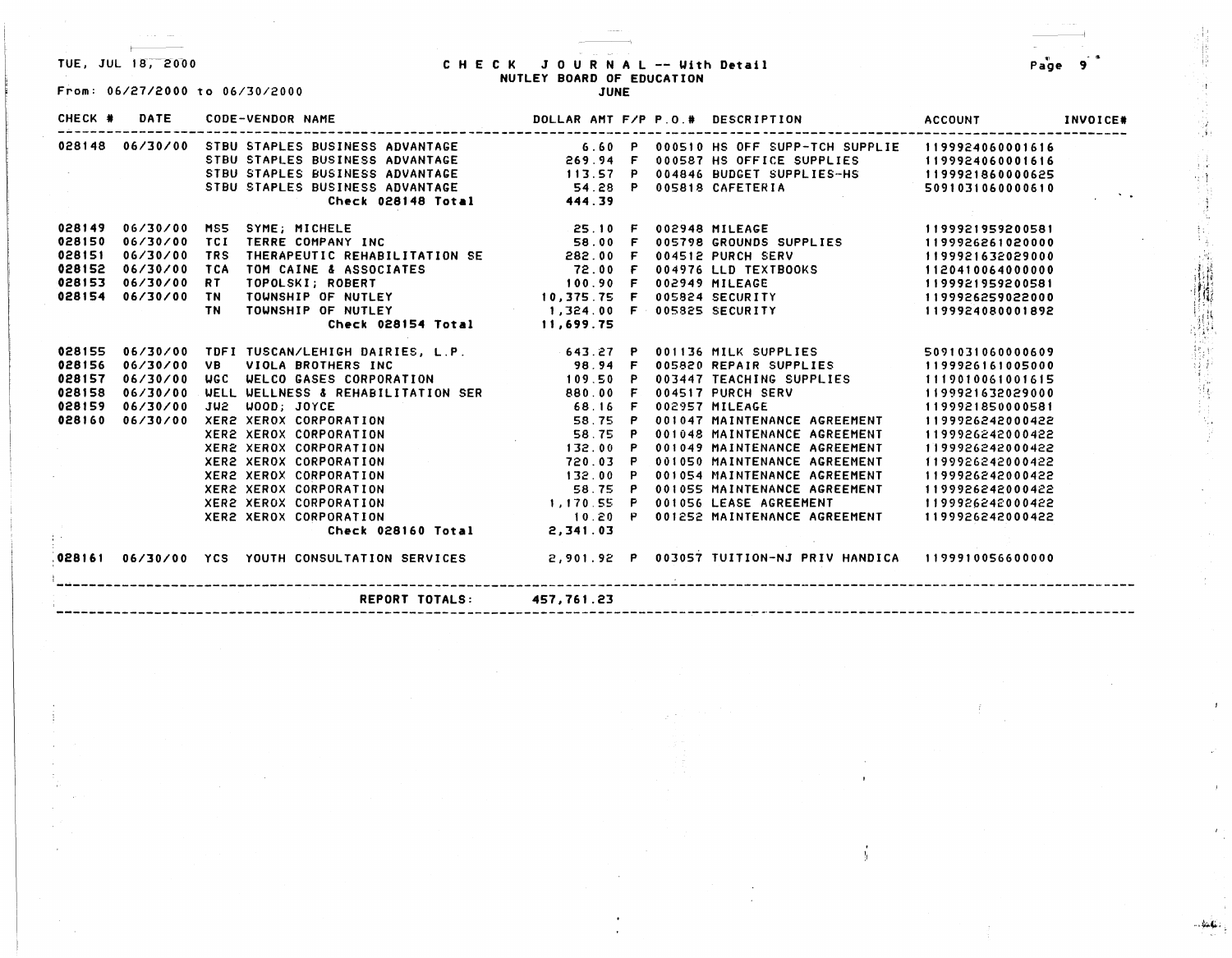TUE, JUL 18, 2000

# CHECK JOURNAL -- With Detail

NUTLEY BOARD OF EDUCATION

JUNE

From: 06/27/2000 to 06/30/2000

| CHECK # | DATE | CODE-VENDOR NAME | DOLLAR AMT | F/P | P.O.# | DESCRIPTION | ACCOUNT | INVOICE# |
|---|---|---|---|---|---|---|---|---|
| 028148 | 06/30/00 | STBU STAPLES BUSINESS ADVANTAGE | 6.60 | P | 000510 | HS OFF SUPP-TCH SUPPLIE | 1199924060001616 | |
| | | STBU STAPLES BUSINESS ADVANTAGE | 269.94 | F | 000587 | HS OFFICE SUPPLIES | 1199924060001616 | |
| | | STBU STAPLES BUSINESS ADVANTAGE | 113.57 | P | 004846 | BUDGET SUPPLIES-HS | 1199921860000625 | |
| | | STBU STAPLES BUSINESS ADVANTAGE | 54.28 | P | 005818 | CAFETERIA | 5091031060000610 | |
| | | **Check 028148 Total** | 444.39 | | | | | |
| 028149 | 06/30/00 | MS5 SYME; MICHELE | 25.10 | F | 002948 | MILEAGE | 1199921959200581 | |
| 028150 | 06/30/00 | TCI TERRE COMPANY INC | 58.00 | F | 005798 | GROUNDS SUPPLIES | 1199926261020000 | |
| 028151 | 06/30/00 | TRS THERAPEUTIC REHABILITATION SE | 282.00 | F | 004512 | PURCH SERV | 1199921632029000 | |
| 028152 | 06/30/00 | TCA TOM CAINE & ASSOCIATES | 72.00 | F | 004976 | LLD TEXTBOOKS | 1120410064000000 | |
| 028153 | 06/30/00 | RT TOPOLSKI; ROBERT | 100.90 | F | 002949 | MILEAGE | 1199921959200581 | |
| 028154 | 06/30/00 | TN TOWNSHIP OF NUTLEY | 10,375.75 | F | 005824 | SECURITY | 1199926259022000 | |
| | | TN TOWNSHIP OF NUTLEY | 1,324.00 | F | 005825 | SECURITY | 1199924080001892 | |
| | | **Check 028154 Total** | 11,699.75 | | | | | |
| 028155 | 06/30/00 | TDFI TUSCAN/LEHIGH DAIRIES, L.P. | 643.27 | P | 001136 | MILK SUPPLIES | 5091031060000609 | |
| 028156 | 06/30/00 | VB VIOLA BROTHERS INC | 98.94 | F | 005820 | REPAIR SUPPLIES | 1199926161005000 | |
| 028157 | 06/30/00 | WGC WELCO GASES CORPORATION | 109.50 | P | 003447 | TEACHING SUPPLIES | 1119010061001615 | |
| 028158 | 06/30/00 | WELL WELLNESS & REHABILITATION SER | 880.00 | F | 004517 | PURCH SERV | 1199921632029000 | |
| 028159 | 06/30/00 | JW2 WOOD; JOYCE | 68.16 | F | 002957 | MILEAGE | 1199921850000581 | |
| 028160 | 06/30/00 | XER2 XEROX CORPORATION | 58.75 | P | 001047 | MAINTENANCE AGREEMENT | 1199926242000422 | |
| | | XER2 XEROX CORPORATION | 58.75 | P | 001048 | MAINTENANCE AGREEMENT | 1199926242000422 | |
| | | XER2 XEROX CORPORATION | 132.00 | P | 001049 | MAINTENANCE AGREEMENT | 1199926242000422 | |
| | | XER2 XEROX CORPORATION | 720.03 | P | 001050 | MAINTENANCE AGREEMENT | 1199926242000422 | |
| | | XER2 XEROX CORPORATION | 132.00 | P | 001054 | MAINTENANCE AGREEMENT | 1199926242000422 | |
| | | XER2 XEROX CORPORATION | 58.75 | P | 001055 | MAINTENANCE AGREEMENT | 1199926242000422 | |
| | | XER2 XEROX CORPORATION | 1,170.55 | P | 001056 | LEASE AGREEMENT | 1199926242000422 | |
| | | XER2 XEROX CORPORATION | 10.20 | P | 001252 | MAINTENANCE AGREEMENT | 1199926242000422 | |
| | | **Check 028160 Total** | 2,341.03 | | | | | |
| 028161 | 06/30/00 | YCS YOUTH CONSULTATION SERVICES | 2,901.92 | P | 003057 | TUITION-NJ PRIV HANDICA | 1199910056600000 | |
| | | **REPORT TOTALS:** | 457,761.23 | | | | | |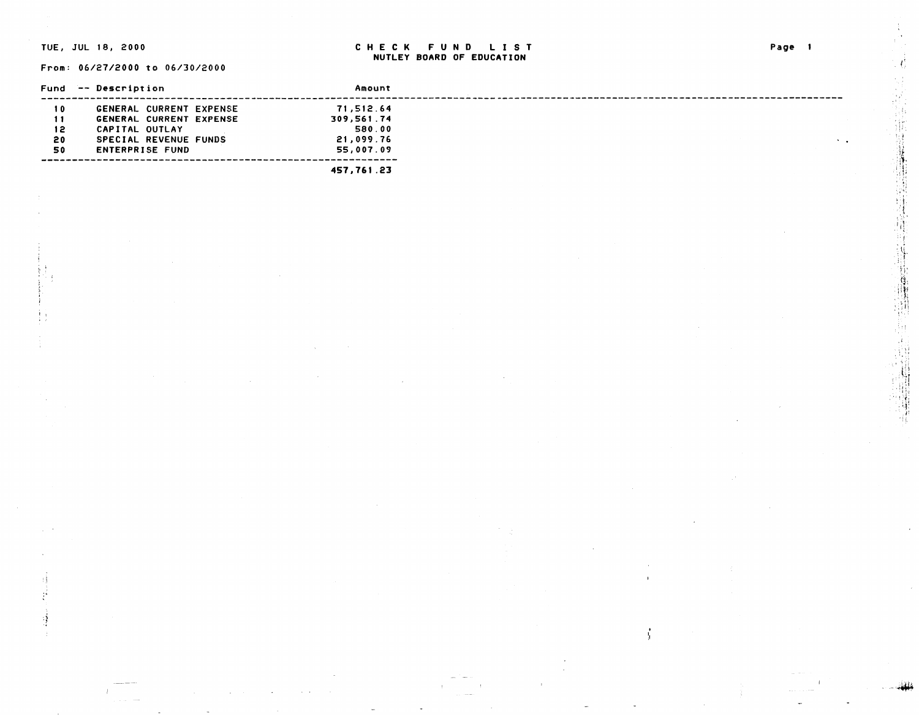TUE, JUL 18, 2000

# CHECK FUND LIST

## NUTLEY BOARD OF EDUCATION

From: 06/27/2000 to 06/30/2000

| Fund | -- Description | Amount |
|---|---|---|
| 10 | GENERAL CURRENT EXPENSE | 71,512.64 |
| 11 | GENERAL CURRENT EXPENSE | 309,561.74 |
| 12 | CAPITAL OUTLAY | 580.00 |
| 20 | SPECIAL REVENUE FUNDS | 21,099.76 |
| 50 | ENTERPRISE FUND | 55,007.09 |
| | | 457,761.23 |